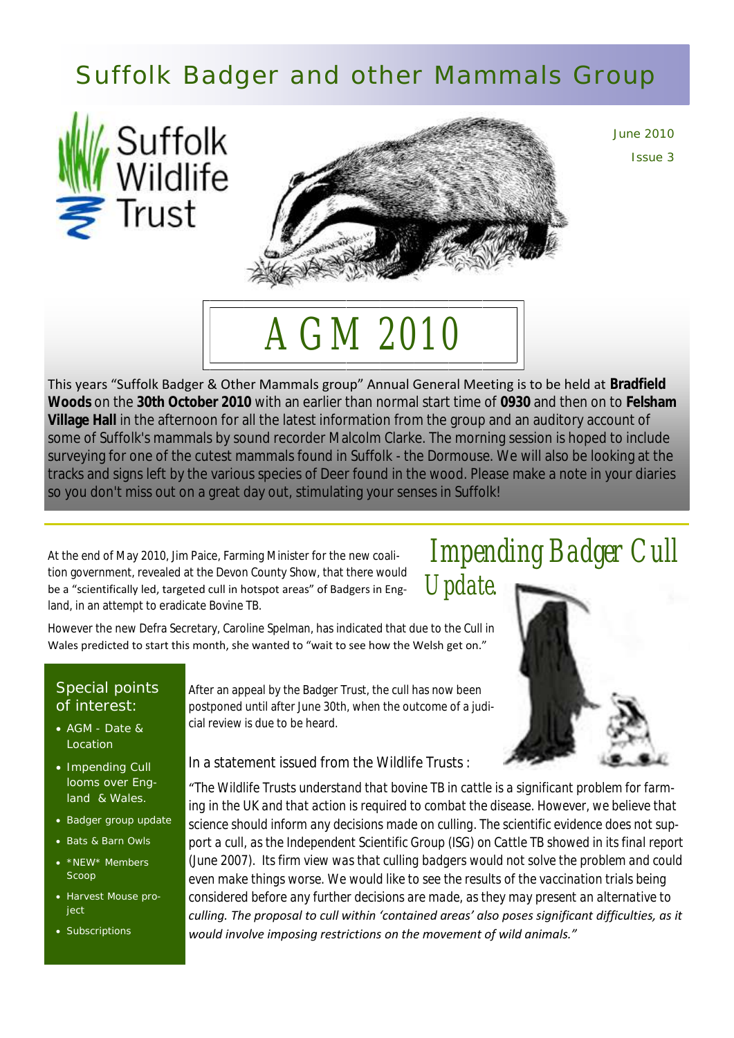# Suffolk Badger and other Mammals Group

June 2010

Issue 3

## AGM 2010

This years "Suffolk Badger & Other Mammals group" Annual General Meeting is to be held at **Bradfield Woods** on the **30th October 2010** with an earlier than normal start time of **0930** and then on to **Felsham Village Hall** in the afternoon for all the latest information from the group and an auditory account of some of Suffolk's mammals by sound recorder Malcolm Clarke. The morning session is hoped to include surveying for one of the cutest mammals found in Suffolk - the Dormouse. We will also be looking at the tracks and signs left by the various species of Deer found in the wood. Please make a note in your diaries so you don't miss out on a great day out, stimulating your senses in Suffolk!

## Impending Badger Cull Update.

At the end of May 2010, Jim Paice, Farming Minister for the new coalition government, revealed at the Devon County Show, that there would be a "scientifically led, targeted cull in hotspot areas" of Badgers in England, in an attempt to eradicate Bovine TB.

However the new Defra Secretary, Caroline Spelman, has indicated that due to the Cull in Wales predicted to start this month, she wanted to "wait to see how the Welsh get on."

After an appeal by the Badger Trust, the cull has now been postponed until after June 30th, when the outcome of a judicial review is due to be heard.

In a statement issued from the Wildlife Trusts :

"The Wildlife Trusts understand that bovine TB in cattle is a significant problem for farming in the UK and that action is required to combat the disease. However, we believe that science should inform any decisions made on culling. The scientific evidence does not support a cull, as the Independent Scientific Group (ISG) on Cattle TB showed in its final report (June 2007). Its firm view was that culling badgers would not solve the problem and could even make things worse. We would like to see the results of the vaccination trials being considered before any further decisions are made, as they may present an alternative to *culling. The proposal to cull within 'contained areas' also poses significant difficulties, as it would involve imposing restrictions on the movement of wild animals."*

### Special points of interest:

- AGM - Date & Location
- Impending Cull looms over England & Wales.
- Badger group update
- Bats & Barn Owls
- *NEW* Members Scoop
- Harvest Mouse project
- Subscriptions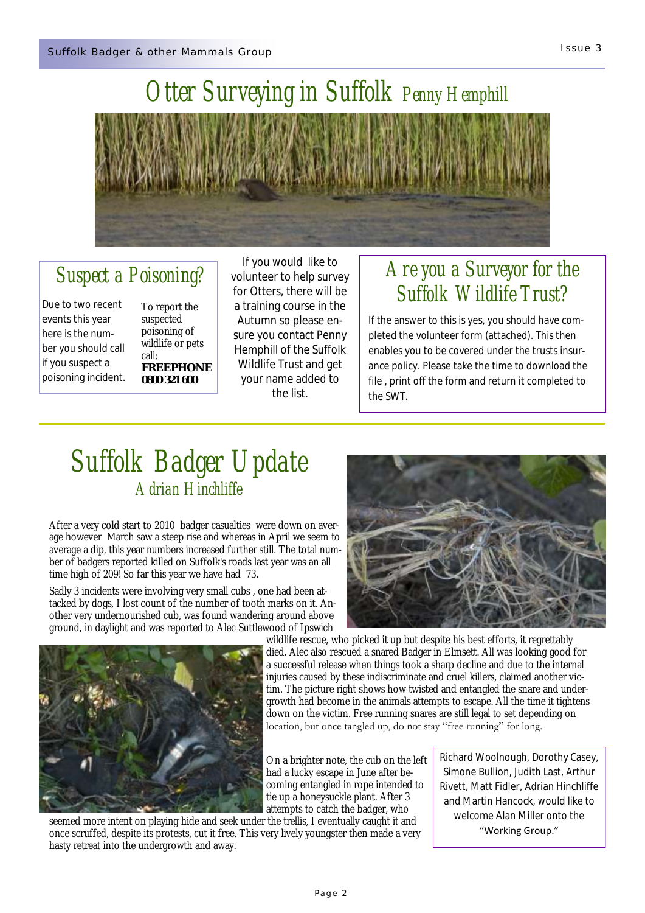# Otter Surveying in Suffolk *Penny Hemphill*

## Suspect a Poisoning?

Due to two recent events this year here is the number you should call if you suspect a poisoning incident.

To report the suspected poisoning of wildlife or pets call:
**FREEPHONE 0800 321 600**

If you would like to volunteer to help survey for Otters, there will be a training course in the Autumn so please ensure you contact Penny Hemphill of the Suffolk Wildlife Trust and get your name added to the list.

## Are you a Surveyor for the Suffolk Wildlife Trust?

If the answer to this is yes, you should have completed the volunteer form (attached). This then enables you to be covered under the trusts insurance policy. Please take the time to download the file , print off the form and return it completed to the SWT.

# Suffolk Badger Update

*Adrian Hinchliffe*

After a very cold start to 2010 badger casualties were down on average however March saw a steep rise and whereas in April we seem to average a dip, this year numbers increased further still. The total number of badgers reported killed on Suffolk's roads last year was an all time high of 209! So far this year we have had 73.

Sadly 3 incidents were involving very small cubs , one had been attacked by dogs, I lost count of the number of tooth marks on it. Another very undernourished cub, was found wandering around above ground, in daylight and was reported to Alec Suttlewood of Ipswich wildlife rescue, who picked it up but despite his best efforts, it regrettably died. Alec also rescued a snared Badger in Elmsett. All was looking good for a successful release when things took a sharp decline and due to the internal injuries caused by these indiscriminate and cruel killers, claimed another victim. The picture right shows how twisted and entangled the snare and undergrowth had become in the animals attempts to escape. All the time it tightens down on the victim. Free running snares are still legal to set depending on location, but once tangled up, do not stay "free running" for long.

On a brighter note, the cub on the left had a lucky escape in June after becoming entangled in rope intended to tie up a honeysuckle plant. After 3 attempts to catch the badger, who seemed more intent on playing hide and seek under the trellis, I eventually caught it and once scruffed, despite its protests, cut it free. This very lively youngster then made a very hasty retreat into the undergrowth and away.

Richard Woolnough, Dorothy Casey, Simone Bullion, Judith Last, Arthur Rivett, Matt Fidler, Adrian Hinchliffe and Martin Hancock, would like to welcome Alan Miller onto the "Working Group."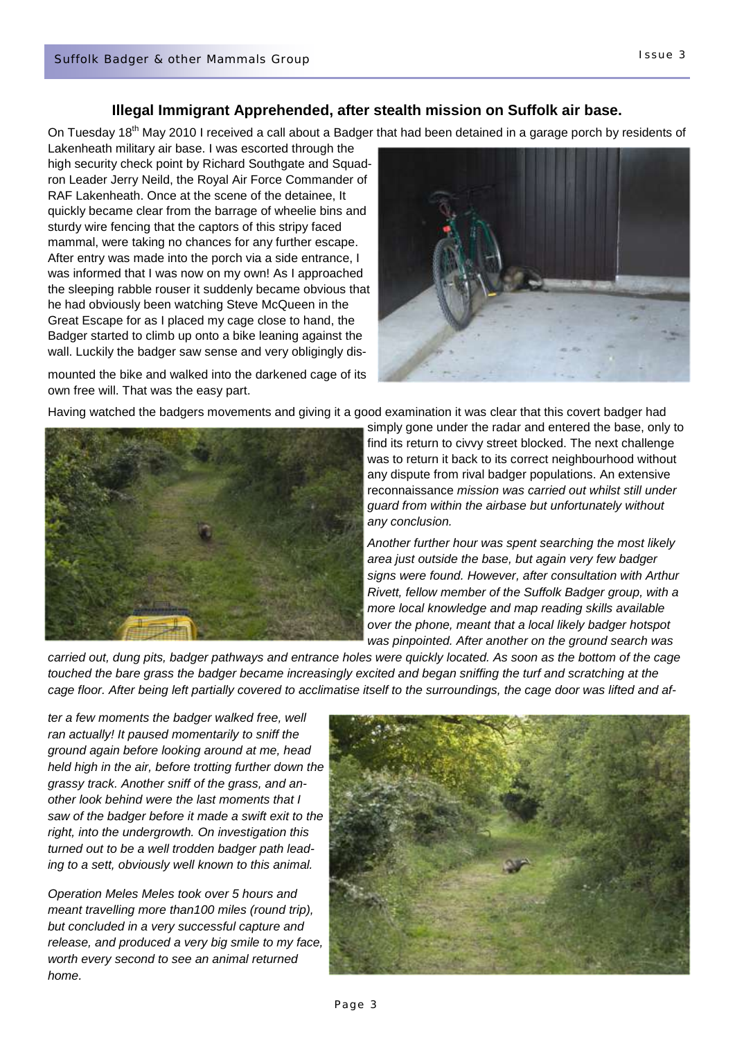### Illegal Immigrant Apprehended, after stealth mission on Suffolk air base.

On Tuesday 18th May 2010 I received a call about a Badger that had been detained in a garage porch by residents of Lakenheath military air base. I was escorted through the high security check point by Richard Southgate and Squadron Leader Jerry Neild, the Royal Air Force Commander of RAF Lakenheath. Once at the scene of the detainee, It quickly became clear from the barrage of wheelie bins and sturdy wire fencing that the captors of this stripy faced mammal, were taking no chances for any further escape. After entry was made into the porch via a side entrance, I was informed that I was now on my own! As I approached the sleeping rabble rouser it suddenly became obvious that he had obviously been watching Steve McQueen in the Great Escape for as I placed my cage close to hand, the Badger started to climb up onto a bike leaning against the wall. Luckily the badger saw sense and very obligingly dismounted the bike and walked into the darkened cage of its own free will. That was the easy part.

Having watched the badgers movements and giving it a good examination it was clear that this covert badger had simply gone under the radar and entered the base, only to find its return to civvy street blocked. The next challenge was to return it back to its correct neighbourhood without any dispute from rival badger populations. An extensive reconnaissance *mission was carried out whilst still under guard from within the airbase but unfortunately without any conclusion.*

*Another further hour was spent searching the most likely area just outside the base, but again very few badger signs were found. However, after consultation with Arthur Rivett, fellow member of the Suffolk Badger group, with a more local knowledge and map reading skills available over the phone, meant that a local likely badger hotspot was pinpointed. After another on the ground search was carried out, dung pits, badger pathways and entrance holes were quickly located. As soon as the bottom of the cage touched the bare grass the badger became increasingly excited and began sniffing the turf and scratching at the cage floor. After being left partially covered to acclimatise itself to the surroundings, the cage door was lifted and after a few moments the badger walked free, well ran actually! It paused momentarily to sniff the ground again before looking around at me, head held high in the air, before trotting further down the grassy track. Another sniff of the grass, and another look behind were the last moments that I saw of the badger before it made a swift exit to the right, into the undergrowth. On investigation this turned out to be a well trodden badger path leading to a sett, obviously well known to this animal.*

*Operation Meles Meles took over 5 hours and meant travelling more than100 miles (round trip), but concluded in a very successful capture and release, and produced a very big smile to my face, worth every second to see an animal returned home.*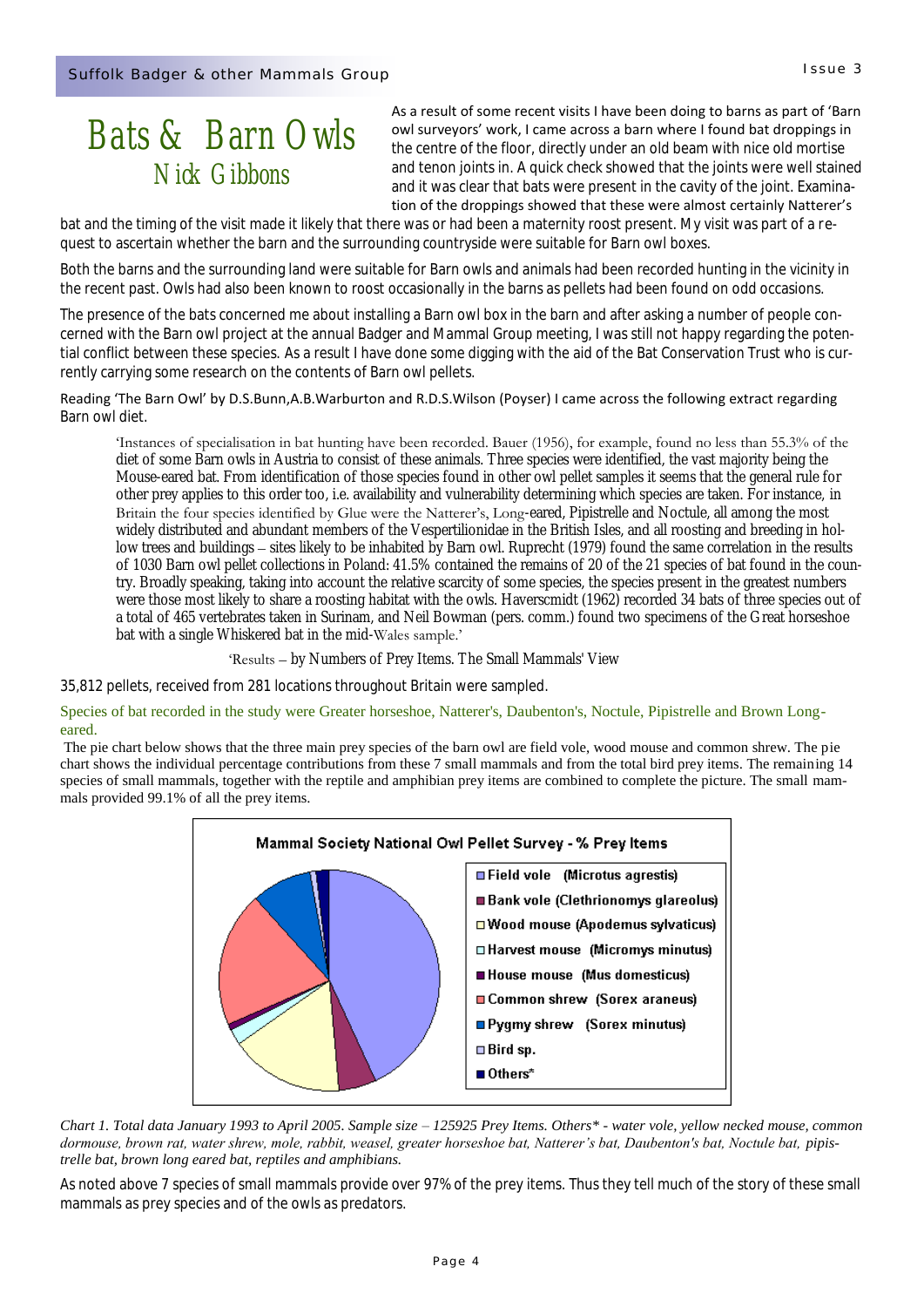# Bats & Barn Owls

## Nick Gibbons

As a result of some recent visits I have been doing to barns as part of 'Barn owl surveyors' work, I came across a barn where I found bat droppings in the centre of the floor, directly under an old beam with nice old mortise and tenon joints in. A quick check showed that the joints were well stained and it was clear that bats were present in the cavity of the joint. Examination of the droppings showed that these were almost certainly Natterer's bat and the timing of the visit made it likely that there was or had been a maternity roost present. My visit was part of a request to ascertain whether the barn and the surrounding countryside were suitable for Barn owl boxes.

Both the barns and the surrounding land were suitable for Barn owls and animals had been recorded hunting in the vicinity in the recent past. Owls had also been known to roost occasionally in the barns as pellets had been found on odd occasions.

The presence of the bats concerned me about installing a Barn owl box in the barn and after asking a number of people concerned with the Barn owl project at the annual Badger and Mammal Group meeting, I was still not happy regarding the potential conflict between these species. As a result I have done some digging with the aid of the Bat Conservation Trust who is currently carrying some research on the contents of Barn owl pellets.

Reading 'The Barn Owl' by D.S.Bunn,A.B.Warburton and R.D.S.Wilson (Poyser) I came across the following extract regarding Barn owl diet.

> 'Instances of specialisation in bat hunting have been recorded. Bauer (1956), for example, found no less than 55.3% of the diet of some Barn owls in Austria to consist of these animals. Three species were identified, the vast majority being the Mouse-eared bat. From identification of those species found in other owl pellet samples it seems that the general rule for other prey applies to this order too, i.e. availability and vulnerability determining which species are taken. For instance, in Britain the four species identified by Glue were the Natterer's, Long-eared, Pipistrelle and Noctule, all among the most widely distributed and abundant members of the Vespertilionidae in the British Isles, and all roosting and breeding in hollow trees and buildings – sites likely to be inhabited by Barn owl. Ruprecht (1979) found the same correlation in the results of 1030 Barn owl pellet collections in Poland: 41.5% contained the remains of 20 of the 21 species of bat found in the country. Broadly speaking, taking into account the relative scarcity of some species, the species present in the greatest numbers were those most likely to share a roosting habitat with the owls. Haverscmidt (1962) recorded 34 bats of three species out of a total of 465 vertebrates taken in Surinam, and Neil Bowman (pers. comm.) found two specimens of the Great horseshoe bat with a single Whiskered bat in the mid-Wales sample.'

'Results – by Numbers of Prey Items. The Small Mammals' View

35,812 pellets, received from 281 locations throughout Britain were sampled.

Species of bat recorded in the study were Greater horseshoe, Natterer's, Daubenton's, Noctule, Pipistrelle and Brown Long-eared.

The pie chart below shows that the three main prey species of the barn owl are field vole, wood mouse and common shrew. The pie chart shows the individual percentage contributions from these 7 small mammals and from the total bird prey items. The remaining 14 species of small mammals, together with the reptile and amphibian prey items are combined to complete the picture. The small mammals provided 99.1% of all the prey items.

**Mammal Society National Owl Pellet Survey - % Prey Items**

- Field vole (Microtus agrestis)
- Bank vole (Clethrionomys glareolus)
- Wood mouse (Apodemus sylvaticus)
- Harvest mouse (Micromys minutus)
- House mouse (Mus domesticus)
- Common shrew (Sorex araneus)
- Pygmy shrew (Sorex minutus)
- Bird sp.
- Others*

*Chart 1. Total data January 1993 to April 2005. Sample size – 125925 Prey Items. Others\* - water vole, yellow necked mouse, common dormouse, brown rat, water shrew, mole, rabbit, weasel, greater horseshoe bat, Natterer's bat, Daubenton's bat, Noctule bat, pipistrelle bat, brown long eared bat, reptiles and amphibians.*

As noted above 7 species of small mammals provide over 97% of the prey items. Thus they tell much of the story of these small mammals as prey species and of the owls as predators.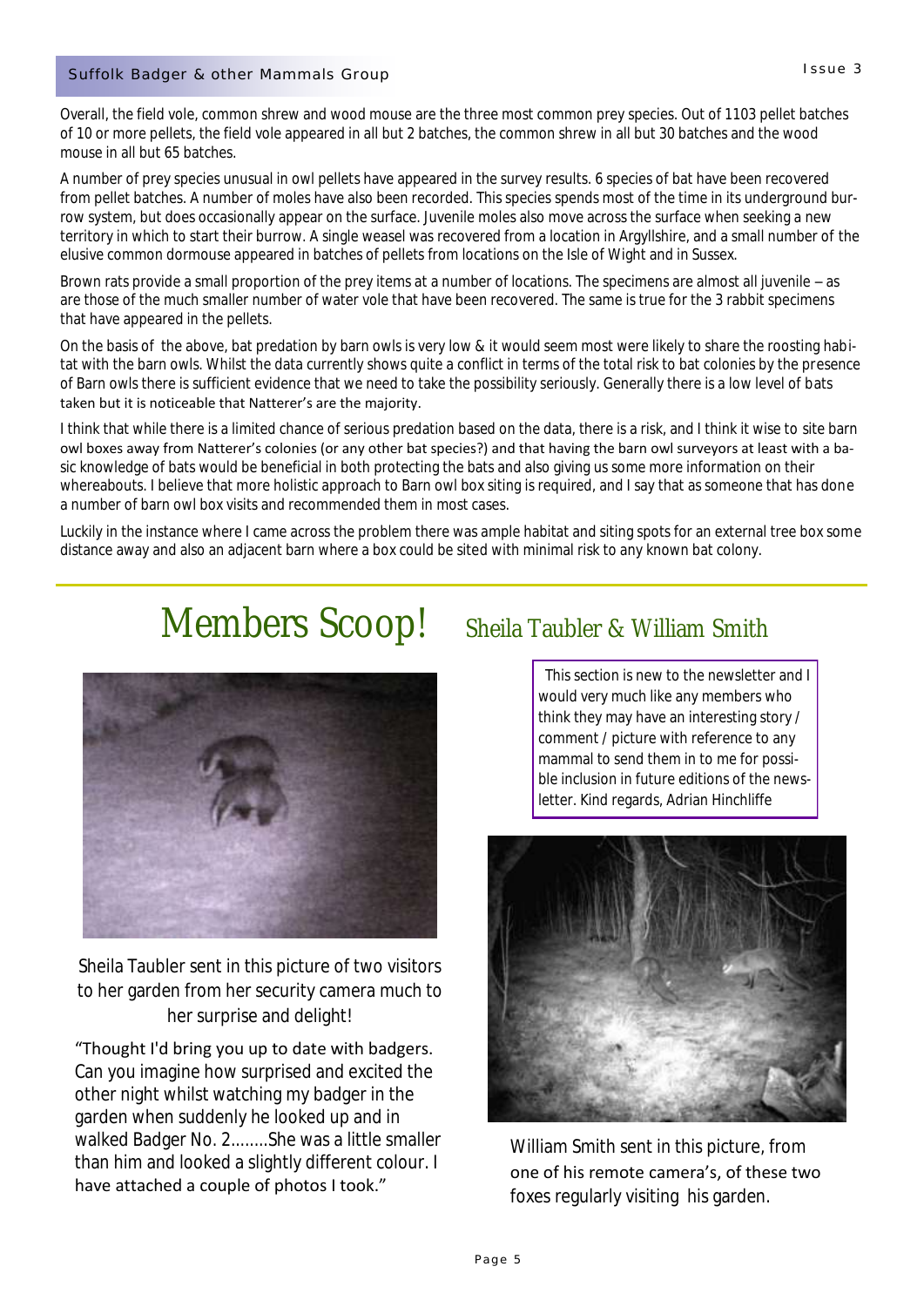Overall, the field vole, common shrew and wood mouse are the three most common prey species. Out of 1103 pellet batches of 10 or more pellets, the field vole appeared in all but 2 batches, the common shrew in all but 30 batches and the wood mouse in all but 65 batches.

A number of prey species unusual in owl pellets have appeared in the survey results. 6 species of bat have been recovered from pellet batches. A number of moles have also been recorded. This species spends most of the time in its underground burrow system, but does occasionally appear on the surface. Juvenile moles also move across the surface when seeking a new territory in which to start their burrow. A single weasel was recovered from a location in Argyllshire, and a small number of the elusive common dormouse appeared in batches of pellets from locations on the Isle of Wight and in Sussex.

Brown rats provide a small proportion of the prey items at a number of locations. The specimens are almost all juvenile – as are those of the much smaller number of water vole that have been recovered. The same is true for the 3 rabbit specimens that have appeared in the pellets.

On the basis of the above, bat predation by barn owls is very low & it would seem most were likely to share the roosting habitat with the barn owls. Whilst the data currently shows quite a conflict in terms of the total risk to bat colonies by the presence of Barn owls there is sufficient evidence that we need to take the possibility seriously. Generally there is a low level of bats taken but it is noticeable that Natterer's are the majority.

I think that while there is a limited chance of serious predation based on the data, there is a risk, and I think it wise to site barn owl boxes away from Natterer's colonies (or any other bat species?) and that having the barn owl surveyors at least with a basic knowledge of bats would be beneficial in both protecting the bats and also giving us some more information on their whereabouts. I believe that more holistic approach to Barn owl box siting is required, and I say that as someone that has done a number of barn owl box visits and recommended them in most cases.

Luckily in the instance where I came across the problem there was ample habitat and siting spots for an external tree box some distance away and also an adjacent barn where a box could be sited with minimal risk to any known bat colony.

# Members Scoop! Sheila Taubler & William Smith

This section is new to the newsletter and I would very much like any members who think they may have an interesting story / comment / picture with reference to any mammal to send them in to me for possible inclusion in future editions of the newsletter. Kind regards, Adrian Hinchliffe

Sheila Taubler sent in this picture of two visitors to her garden from her security camera much to her surprise and delight!

"Thought I'd bring you up to date with badgers. Can you imagine how surprised and excited the other night whilst watching my badger in the garden when suddenly he looked up and in walked Badger No. 2........She was a little smaller than him and looked a slightly different colour. I have attached a couple of photos I took."

William Smith sent in this picture, from one of his remote camera's, of these two foxes regularly visiting his garden.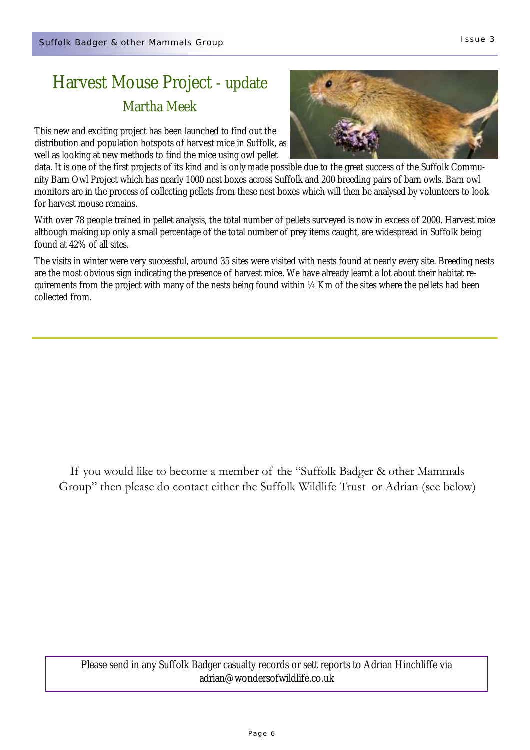# Harvest Mouse Project - update

## Martha Meek

This new and exciting project has been launched to find out the distribution and population hotspots of harvest mice in Suffolk, as well as looking at new methods to find the mice using owl pellet data. It is one of the first projects of its kind and is only made possible due to the great success of the Suffolk Community Barn Owl Project which has nearly 1000 nest boxes across Suffolk and 200 breeding pairs of barn owls. Barn owl monitors are in the process of collecting pellets from these nest boxes which will then be analysed by volunteers to look for harvest mouse remains.

With over 78 people trained in pellet analysis, the total number of pellets surveyed is now in excess of 2000. Harvest mice although making up only a small percentage of the total number of prey items caught, are widespread in Suffolk being found at 42% of all sites.

The visits in winter were very successful, around 35 sites were visited with nests found at nearly every site. Breeding nests are the most obvious sign indicating the presence of harvest mice. We have already learnt a lot about their habitat requirements from the project with many of the nests being found within ¼ Km of the sites where the pellets had been collected from.

---

If you would like to become a member of the "Suffolk Badger & other Mammals Group" then please do contact either the Suffolk Wildlife Trust or Adrian (see below)

Please send in any Suffolk Badger casualty records or sett reports to Adrian Hinchliffe via adrian@wondersofwildlife.co.uk